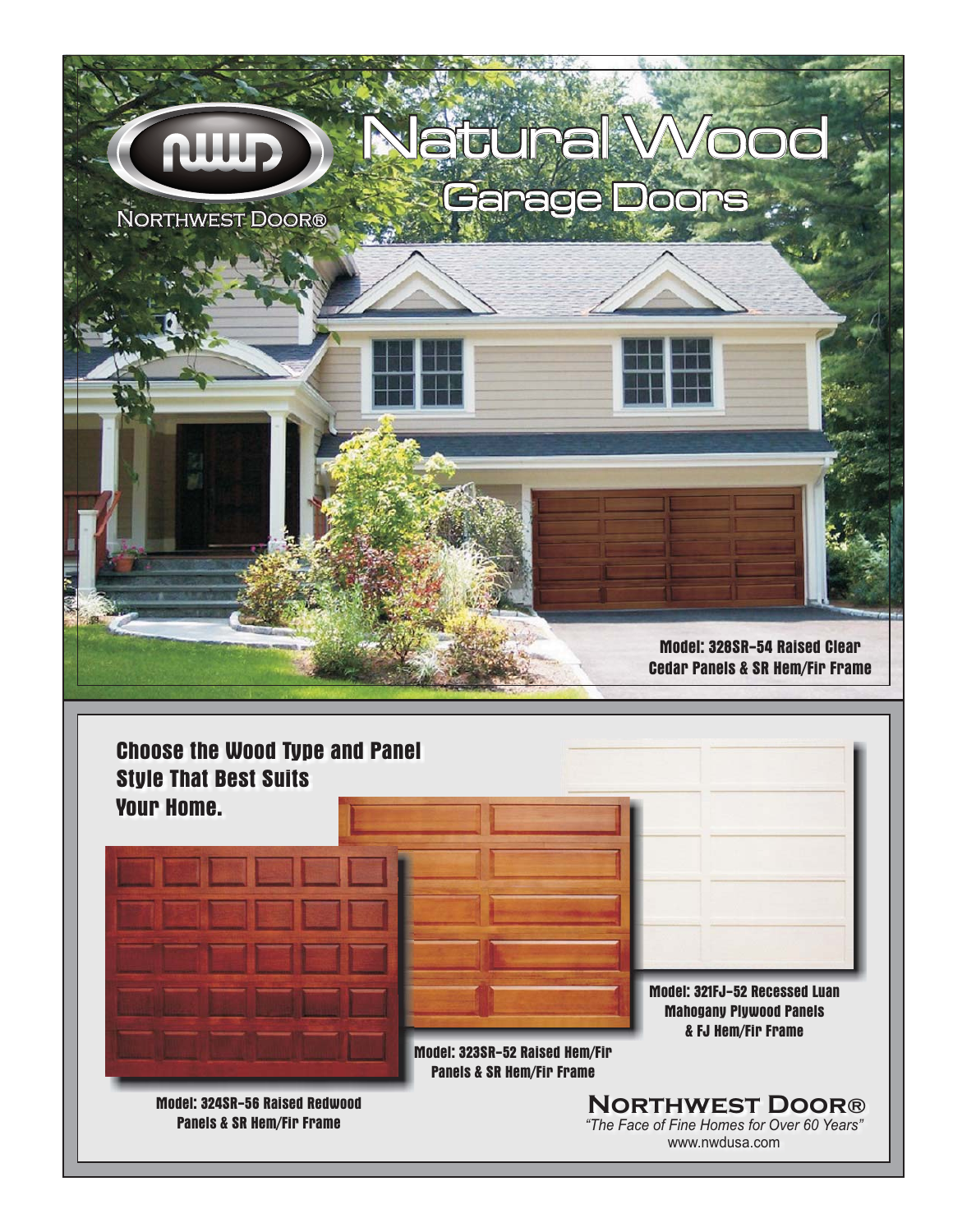NORTHWEST DOOR®

# Natural Wood

## Garage Doors

**Model: 328SR-54 Raised Clear Cedar Panels & SR Hem/Fir Frame**

### Choose the Wood Type and Panel Style That Best Suits Your Home.

**Model: 321FJ-52 Recessed Luan Mahogany Plywood Panels & FJ Hem/Fir Frame**

**Model: 323SR-52 Raised Hem/Fir Panels & SR Hem/Fir Frame**

**Model: 324SR-56 Raised Redwood Panels & SR Hem/Fir Frame**

**NORTHWEST DOOR®**

*"The Face of Fine Homes for Over 60 Years"*

www.nwdusa.com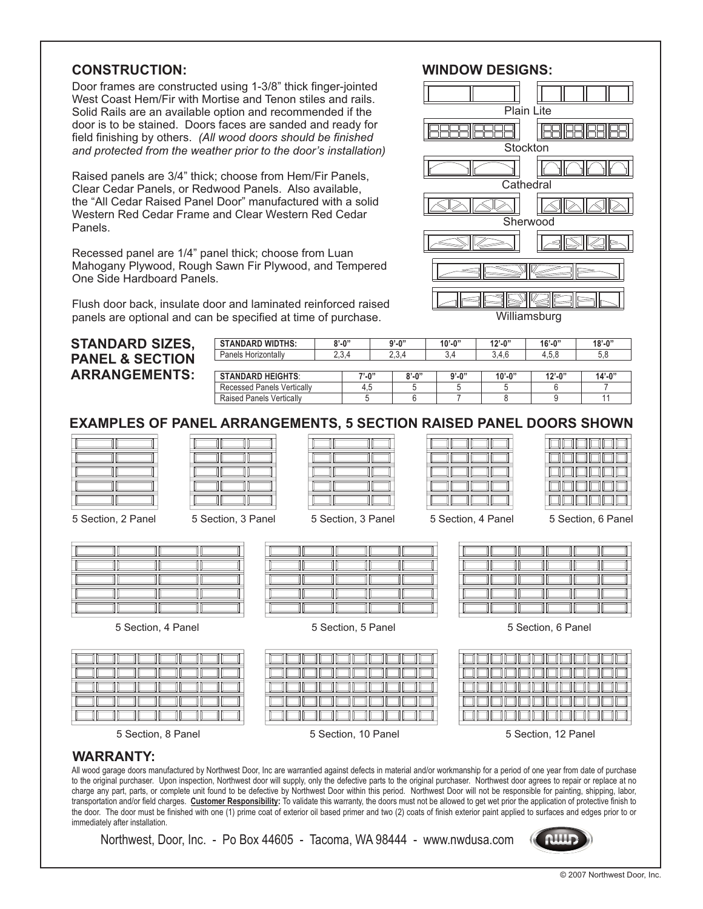## CONSTRUCTION:

Door frames are constructed using 1-3/8” thick finger-jointed West Coast Hem/Fir with Mortise and Tenon stiles and rails. Solid Rails are an available option and recommended if the door is to be stained. Doors faces are sanded and ready for field finishing by others. *(All wood doors should be finished and protected from the weather prior to the door’s installation)*

Raised panels are 3/4” thick; choose from Hem/Fir Panels, Clear Cedar Panels, or Redwood Panels. Also available, the “All Cedar Raised Panel Door” manufactured with a solid Western Red Cedar Frame and Clear Western Red Cedar Panels.

Recessed panel are 1/4” panel thick; choose from Luan Mahogany Plywood, Rough Sawn Fir Plywood, and Tempered One Side Hardboard Panels.

Flush door back, insulate door and laminated reinforced raised panels are optional and can be specified at time of purchase.

## WINDOW DESIGNS:

Plain Lite

Stockton

Cathedral

Sherwood

Williamsburg

## STANDARD SIZES, PANEL & SECTION ARRANGEMENTS:

| STANDARD WIDTHS: | 8’-0” | 9’-0” | 10’-0” | 12’-0” | 16’-0” | 18’-0” |
|---|---|---|---|---|---|---|
| Panels Horizontally | 2,3,4 | 2,3,4 | 3,4 | 3,4,6 | 4,5,8 | 5,8 |

| STANDARD HEIGHTS: | 7’-0” | 8’-0” | 9’-0” | 10’-0” | 12’-0” | 14’-0” |
|---|---|---|---|---|---|---|
| Recessed Panels Vertically | 4,5 | 5 | 5 | 5 | 6 | 7 |
| Raised Panels Vertically | 5 | 6 | 7 | 8 | 9 | 11 |

## EXAMPLES OF PANEL ARRANGEMENTS, 5 SECTION RAISED PANEL DOORS SHOWN

5 Section, 2 Panel

5 Section, 3 Panel

5 Section, 3 Panel

5 Section, 4 Panel

5 Section, 6 Panel

5 Section, 4 Panel

5 Section, 5 Panel

5 Section, 6 Panel

5 Section, 8 Panel

5 Section, 10 Panel

5 Section, 12 Panel

## WARRANTY:

All wood garage doors manufactured by Northwest Door, Inc are warrantied against defects in material and/or workmanship for a period of one year from date of purchase to the original purchaser. Upon inspection, Northwest door will supply, only the defective parts to the original purchaser. Northwest door agrees to repair or replace at no charge any part, parts, or complete unit found to be defective by Northwest Door within this period. Northwest Door will not be responsible for painting, shipping, labor, transportation and/or field charges. **Customer Responsibility:** To validate this warranty, the doors must not be allowed to get wet prior the application of protective finish to the door. The door must be finished with one (1) prime coat of exterior oil based primer and two (2) coats of finish exterior paint applied to surfaces and edges prior to or immediately after installation.

Northwest, Door, Inc. - Po Box 44605 - Tacoma, WA 98444 - www.nwdusa.com

© 2007 Northwest Door, Inc.